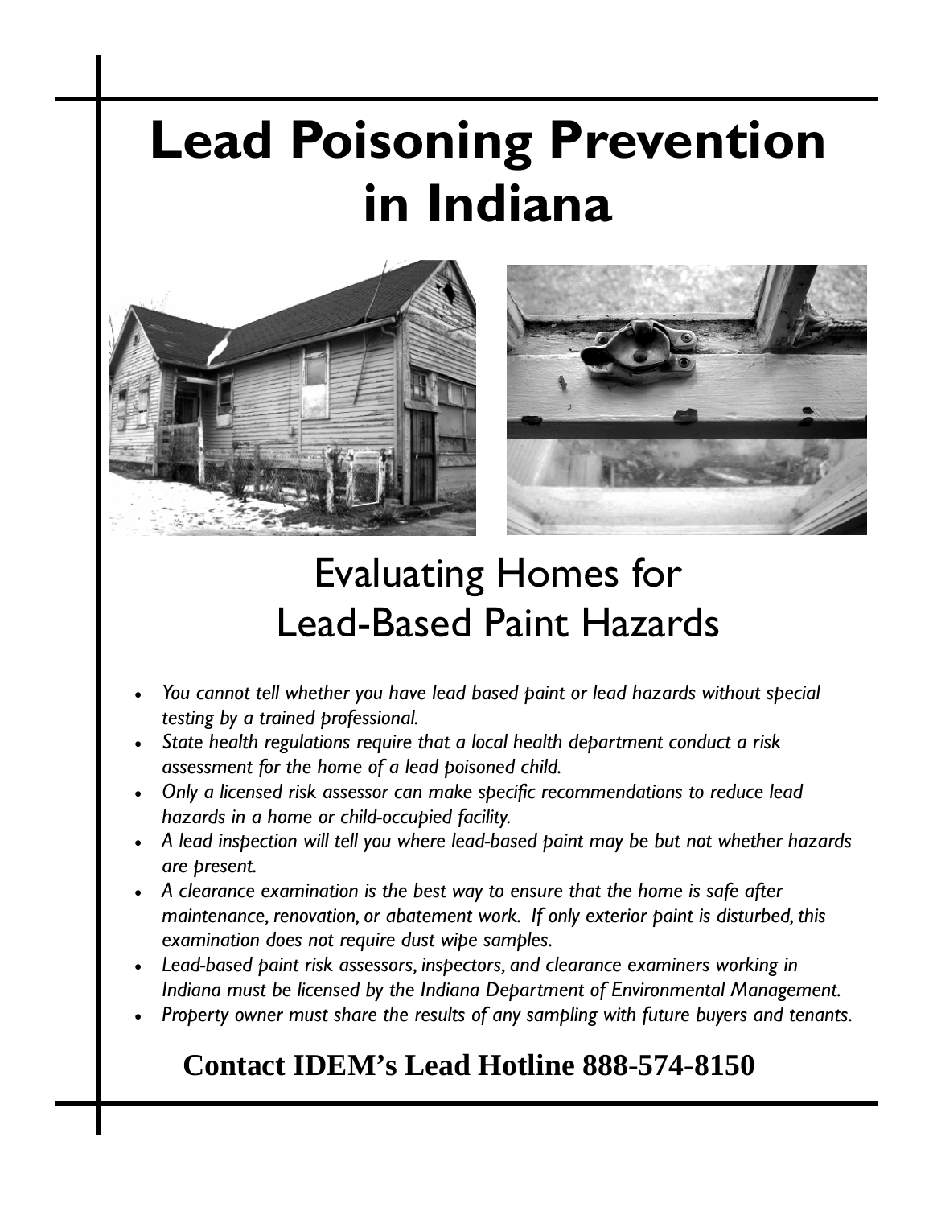# Lead Poisoning Prevention in Indiana

## Evaluating Homes for Lead-Based Paint Hazards

- *You cannot tell whether you have lead based paint or lead hazards without special testing by a trained professional.*
- *State health regulations require that a local health department conduct a risk assessment for the home of a lead poisoned child.*
- *Only a licensed risk assessor can make specific recommendations to reduce lead hazards in a home or child-occupied facility.*
- *A lead inspection will tell you where lead-based paint may be but not whether hazards are present.*
- *A clearance examination is the best way to ensure that the home is safe after maintenance, renovation, or abatement work. If only exterior paint is disturbed, this examination does not require dust wipe samples.*
- *Lead-based paint risk assessors, inspectors, and clearance examiners working in Indiana must be licensed by the Indiana Department of Environmental Management.*
- *Property owner must share the results of any sampling with future buyers and tenants.*

**Contact IDEM's Lead Hotline 888-574-8150**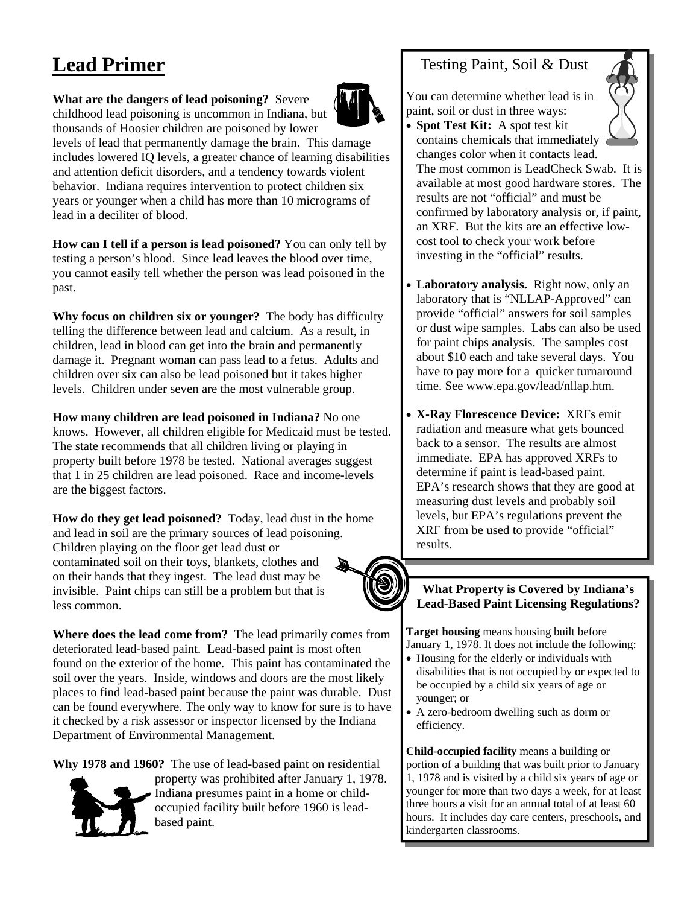# Lead Primer

**What are the dangers of lead poisoning?** Severe childhood lead poisoning is uncommon in Indiana, but thousands of Hoosier children are poisoned by lower levels of lead that permanently damage the brain. This damage includes lowered IQ levels, a greater chance of learning disabilities and attention deficit disorders, and a tendency towards violent behavior. Indiana requires intervention to protect children six years or younger when a child has more than 10 micrograms of lead in a deciliter of blood.

**How can I tell if a person is lead poisoned?** You can only tell by testing a person's blood. Since lead leaves the blood over time, you cannot easily tell whether the person was lead poisoned in the past.

**Why focus on children six or younger?** The body has difficulty telling the difference between lead and calcium. As a result, in children, lead in blood can get into the brain and permanently damage it. Pregnant woman can pass lead to a fetus. Adults and children over six can also be lead poisoned but it takes higher levels. Children under seven are the most vulnerable group.

**How many children are lead poisoned in Indiana?** No one knows. However, all children eligible for Medicaid must be tested. The state recommends that all children living or playing in property built before 1978 be tested. National averages suggest that 1 in 25 children are lead poisoned. Race and income-levels are the biggest factors.

**How do they get lead poisoned?** Today, lead dust in the home and lead in soil are the primary sources of lead poisoning. Children playing on the floor get lead dust or contaminated soil on their toys, blankets, clothes and on their hands that they ingest. The lead dust may be invisible. Paint chips can still be a problem but that is less common.

**Where does the lead come from?** The lead primarily comes from deteriorated lead-based paint. Lead-based paint is most often found on the exterior of the home. This paint has contaminated the soil over the years. Inside, windows and doors are the most likely places to find lead-based paint because the paint was durable. Dust can be found everywhere. The only way to know for sure is to have it checked by a risk assessor or inspector licensed by the Indiana Department of Environmental Management.

**Why 1978 and 1960?** The use of lead-based paint on residential property was prohibited after January 1, 1978. Indiana presumes paint in a home or child-occupied facility built before 1960 is lead-based paint.

## Testing Paint, Soil & Dust

You can determine whether lead is in paint, soil or dust in three ways:

- **Spot Test Kit:** A spot test kit contains chemicals that immediately changes color when it contacts lead. The most common is LeadCheck Swab. It is available at most good hardware stores. The results are not "official" and must be confirmed by laboratory analysis or, if paint, an XRF. But the kits are an effective low-cost tool to check your work before investing in the "official" results.

- **Laboratory analysis.** Right now, only an laboratory that is "NLLAP-Approved" can provide "official" answers for soil samples or dust wipe samples. Labs can also be used for paint chips analysis. The samples cost about $10 each and take several days. You have to pay more for a quicker turnaround time. See www.epa.gov/lead/nllap.htm.

- **X-Ray Florescence Device:** XRFs emit radiation and measure what gets bounced back to a sensor. The results are almost immediate. EPA has approved XRFs to determine if paint is lead-based paint. EPA's research shows that they are good at measuring dust levels and probably soil levels, but EPA's regulations prevent the XRF from be used to provide "official" results.

## What Property is Covered by Indiana's Lead-Based Paint Licensing Regulations?

**Target housing** means housing built before January 1, 1978. It does not include the following:

- Housing for the elderly or individuals with disabilities that is not occupied by or expected to be occupied by a child six years of age or younger; or
- A zero-bedroom dwelling such as dorm or efficiency.

**Child-occupied facility** means a building or portion of a building that was built prior to January 1, 1978 and is visited by a child six years of age or younger for more than two days a week, for at least three hours a visit for an annual total of at least 60 hours. It includes day care centers, preschools, and kindergarten classrooms.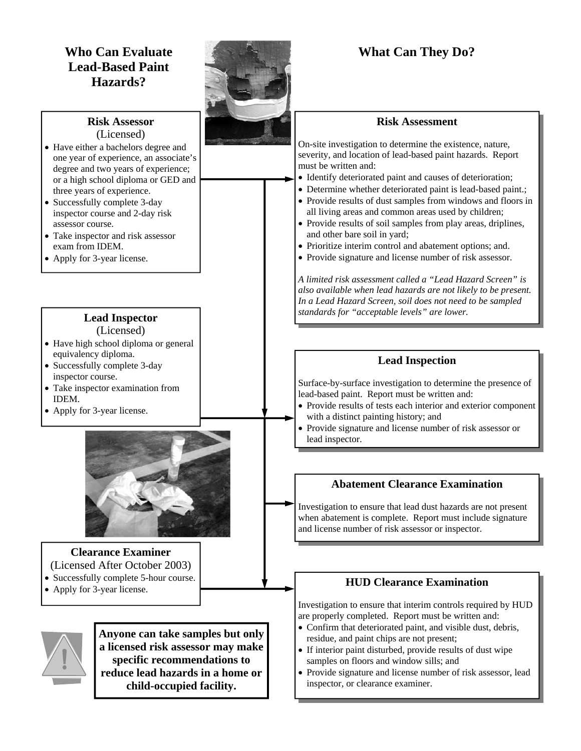## Who Can Evaluate Lead-Based Paint Hazards?

### Risk Assessor
(Licensed)

- Have either a bachelors degree and one year of experience, an associate's degree and two years of experience; or a high school diploma or GED and three years of experience.
- Successfully complete 3-day inspector course and 2-day risk assessor course.
- Take inspector and risk assessor exam from IDEM.
- Apply for 3-year license.

### Lead Inspector
(Licensed)

- Have high school diploma or general equivalency diploma.
- Successfully complete 3-day inspector course.
- Take inspector examination from IDEM.
- Apply for 3-year license.

### Clearance Examiner
(Licensed After October 2003)

- Successfully complete 5-hour course.
- Apply for 3-year license.

**Anyone can take samples but only a licensed risk assessor may make specific recommendations to reduce lead hazards in a home or child-occupied facility.**

## What Can They Do?

### Risk Assessment

On-site investigation to determine the existence, nature, severity, and location of lead-based paint hazards. Report must be written and:

- Identify deteriorated paint and causes of deterioration;
- Determine whether deteriorated paint is lead-based paint.;
- Provide results of dust samples from windows and floors in all living areas and common areas used by children;
- Provide results of soil samples from play areas, driplines, and other bare soil in yard;
- Prioritize interim control and abatement options; and.
- Provide signature and license number of risk assessor.

*A limited risk assessment called a "Lead Hazard Screen" is also available when lead hazards are not likely to be present. In a Lead Hazard Screen, soil does not need to be sampled standards for "acceptable levels" are lower.*

### Lead Inspection

Surface-by-surface investigation to determine the presence of lead-based paint. Report must be written and:

- Provide results of tests each interior and exterior component with a distinct painting history; and
- Provide signature and license number of risk assessor or lead inspector.

### Abatement Clearance Examination

Investigation to ensure that lead dust hazards are not present when abatement is complete. Report must include signature and license number of risk assessor or inspector.

### HUD Clearance Examination

Investigation to ensure that interim controls required by HUD are properly completed. Report must be written and:

- Confirm that deteriorated paint, and visible dust, debris, residue, and paint chips are not present;
- If interior paint disturbed, provide results of dust wipe samples on floors and window sills; and
- Provide signature and license number of risk assessor, lead inspector, or clearance examiner.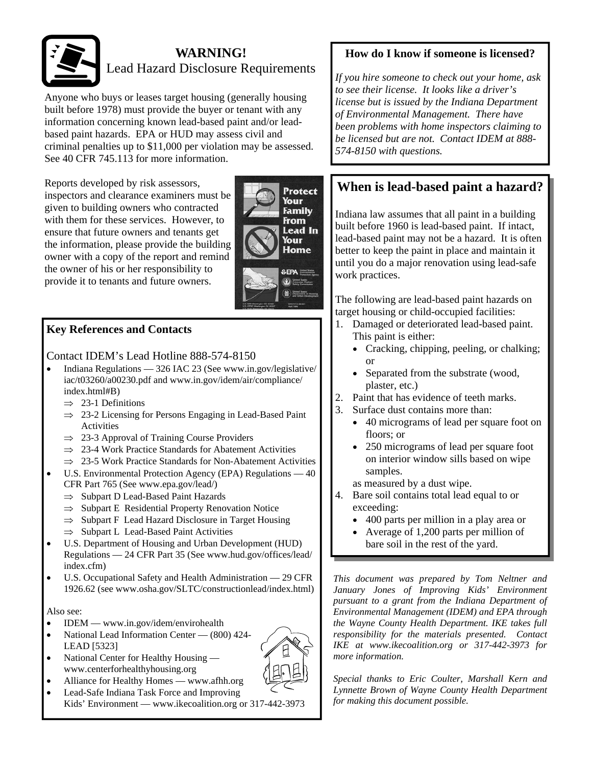## WARNING!

Lead Hazard Disclosure Requirements

Anyone who buys or leases target housing (generally housing built before 1978) must provide the buyer or tenant with any information concerning known lead-based paint and/or lead-based paint hazards. EPA or HUD may assess civil and criminal penalties up to $11,000 per violation may be assessed. See 40 CFR 745.113 for more information.

Reports developed by risk assessors, inspectors and clearance examiners must be given to building owners who contracted with them for these services. However, to ensure that future owners and tenants get the information, please provide the building owner with a copy of the report and remind the owner of his or her responsibility to provide it to tenants and future owners.

### Key References and Contacts

Contact IDEM's Lead Hotline 888-574-8150

- Indiana Regulations — 326 IAC 23 (See www.in.gov/legislative/iac/t03260/a00230.pdf and www.in.gov/idem/air/compliance/index.html#B)
  - ⇒ 23-1 Definitions
  - ⇒ 23-2 Licensing for Persons Engaging in Lead-Based Paint Activities
  - ⇒ 23-3 Approval of Training Course Providers
  - ⇒ 23-4 Work Practice Standards for Abatement Activities
  - ⇒ 23-5 Work Practice Standards for Non-Abatement Activities
- U.S. Environmental Protection Agency (EPA) Regulations — 40 CFR Part 765 (See www.epa.gov/lead/)
  - ⇒ Subpart D Lead-Based Paint Hazards
  - ⇒ Subpart E Residential Property Renovation Notice
  - ⇒ Subpart F Lead Hazard Disclosure in Target Housing
  - ⇒ Subpart L Lead-Based Paint Activities
- U.S. Department of Housing and Urban Development (HUD) Regulations — 24 CFR Part 35 (See www.hud.gov/offices/lead/index.cfm)
- U.S. Occupational Safety and Health Administration — 29 CFR 1926.62 (see www.osha.gov/SLTC/constructionlead/index.html)

Also see:

- IDEM — www.in.gov/idem/envirohealth
- National Lead Information Center — (800) 424-LEAD [5323]
- National Center for Healthy Housing — www.centerforhealthyhousing.org
- Alliance for Healthy Homes — www.afhh.org
- Lead-Safe Indiana Task Force and Improving Kids' Environment — www.ikecoalition.org or 317-442-3973

### How do I know if someone is licensed?

*If you hire someone to check out your home, ask to see their license. It looks like a driver's license but is issued by the Indiana Department of Environmental Management. There have been problems with home inspectors claiming to be licensed but are not. Contact IDEM at 888-574-8150 with questions.*

## When is lead-based paint a hazard?

Indiana law assumes that all paint in a building built before 1960 is lead-based paint. If intact, lead-based paint may not be a hazard. It is often better to keep the paint in place and maintain it until you do a major renovation using lead-safe work practices.

The following are lead-based paint hazards on target housing or child-occupied facilities:

1. Damaged or deteriorated lead-based paint. This paint is either:
   - Cracking, chipping, peeling, or chalking; or
   - Separated from the substrate (wood, plaster, etc.)
2. Paint that has evidence of teeth marks.
3. Surface dust contains more than:
   - 40 micrograms of lead per square foot on floors; or
   - 250 micrograms of lead per square foot on interior window sills based on wipe samples.

   as measured by a dust wipe.
4. Bare soil contains total lead equal to or exceeding:
   - 400 parts per million in a play area or
   - Average of 1,200 parts per million of bare soil in the rest of the yard.

*This document was prepared by Tom Neltner and January Jones of Improving Kids' Environment pursuant to a grant from the Indiana Department of Environmental Management (IDEM) and EPA through the Wayne County Health Department. IKE takes full responsibility for the materials presented. Contact IKE at www.ikecoalition.org or 317-442-3973 for more information.*

*Special thanks to Eric Coulter, Marshall Kern and Lynnette Brown of Wayne County Health Department for making this document possible.*